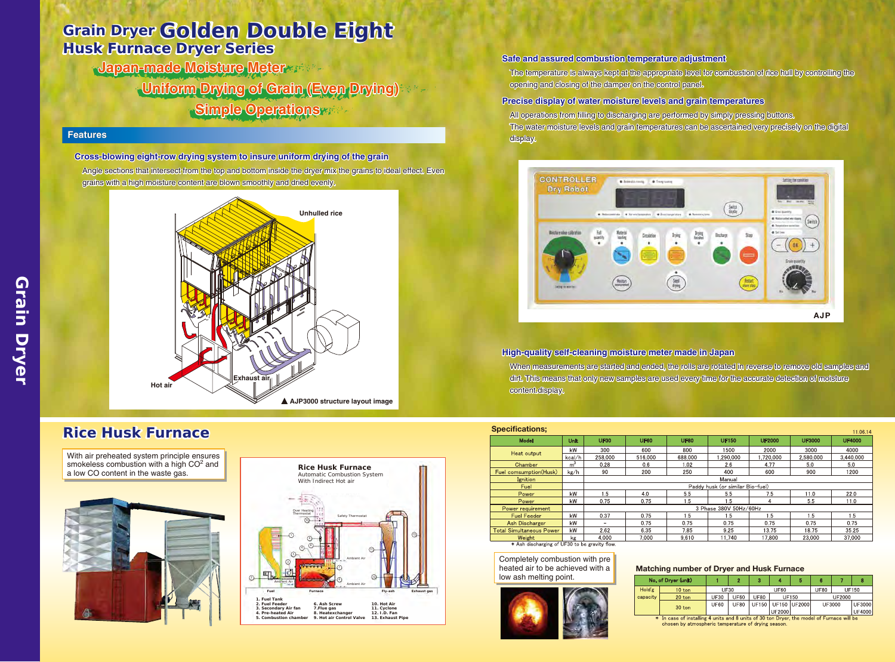# Grain Dryer Golden Double Eight

## Husk Furnace Dryer Series

**Japan-made Moisture Meter**

**Uniform Drying of Grain (Even Drying)**

**Simple Operations**

## Features

### Cross-blowing eight-row drying system to insure uniform drying of the grain

Angle sections that intersect from the top and bottom inside the dryer mix the grains to ideal effect. Even grains with a high moisture content are blown smoothly and dried evenly.

Unhulled rice

Hot air

Exhaust air

▲ AJP3000 structure layout image

### Safe and assured combustion temperature adjustment

The temperature is always kept at the appropriate level for combustion of rice hull by controlling the opening and closing of the damper on the control panel.

### Precise display of water moisture levels and grain temperatures

All operations from filling to discharging are performed by simply pressing buttons.
The water moisture levels and grain temperatures can be ascertained very precisely on the digital display.

AJP

### High-quality self-cleaning moisture meter made in Japan

When measurements are started and ended, the rolls are rotated in reverse to remove old samples and dirt. This means that only new samples are used every time for the accurate detection of moisture content display.

## Rice Husk Furnace

With air preheated system principle ensures smokeless combustion with a high $CO^2$ and a low CO content in the waste gas.

**Rice Husk Furnace**
Automatic Combustion System
With Indirect Hot air

1. Fuel Tank
2. Fuel Feeder
3. Secondary Air fan
4. Pre-heated Air
5. Combustion chamber
6. Ash Screw
7. Flue gas
8. Heatexchanger
9. Hot air Control Valve
10. Hot Air
11. Cyclone
12. I.D. Fan
13. Exhaust Pipe

Completely combustion with pre heated air to be achieved with a low ash melting point.

## Specifications;

11.06.14

| Model | Unit | UF30 | UF60 | UF80 | UF150 | UF2000 | UF3000 | UF4000 |
|---|---|---|---|---|---|---|---|---|
| Heat output | kW | 300 | 600 | 800 | 1500 | 2000 | 3000 | 4000 |
| | kcal/h | 258,000 | 516,000 | 688,000 | 1,290,000 | 1,720,000 | 2,580,000 | 3,440,000 |
| Chamber | $m^3$ | 0.28 | 0.6 | 1.02 | 2.6 | 4.77 | 5.0 | 5.0 |
| Fuel comsumption(Husk) | kg/h | 90 | 200 | 250 | 400 | 600 | 900 | 1200 |
| Ignition | | Manual | | | | | | |
| Fuel | | Paddy husk (or similar Bio-fuel) | | | | | | |
| Power | kW | 1.5 | 4.0 | 5.5 | 5.5 | 7.5 | 11.0 | 22.0 |
| Power | kW | 0.75 | 0.75 | 1.5 | 1.5 | 4 | 5.5 | 11.0 |
| Power requirement | | 3 Phase 380V 50Hz/60Hz | | | | | | |
| Fuel Feeder | kW | 0.37 | 0.75 | 1.5 | 1.5 | 1.5 | 1.5 | 1.5 |
| Ash Discharger | kW | – | 0.75 | 0.75 | 0.75 | 0.75 | 0.75 | 0.75 |
| Total Simultaneous Power | kW | 2.62 | 6.35 | 7.85 | 9.25 | 13.75 | 18.75 | 35.25 |
| Weight | kg | 4,000 | 7,000 | 9,610 | 11,740 | 17,800 | 23,000 | 37,000 |

\* Ash discharging of UF30 to be gravity flow.

### Matching number of Dryer and Husk Furnace

| No. of Dryer (unit) | | 1 | 2 | 3 | 4 | 5 | 6 | 7 | 8 |
|---|---|---|---|---|---|---|---|---|---|
| Hold'g capacity | 10 ton | UF30 | | UF60 | | | UF80 | UF150 | |
| | 20 ton | UF30 | UF60 | UF80 | UF150 | | UF2000 | | |
| | 30 ton | UF60 | UF80 | UF150 | UF150 / UF2000 | UF2000 | UF3000 | | UF3000 / UF4000 |

\* In case of installing 4 units and 8 units of 30 ton Dryer, the model of Furnace will be chosen by atmospheric temperature of drying season.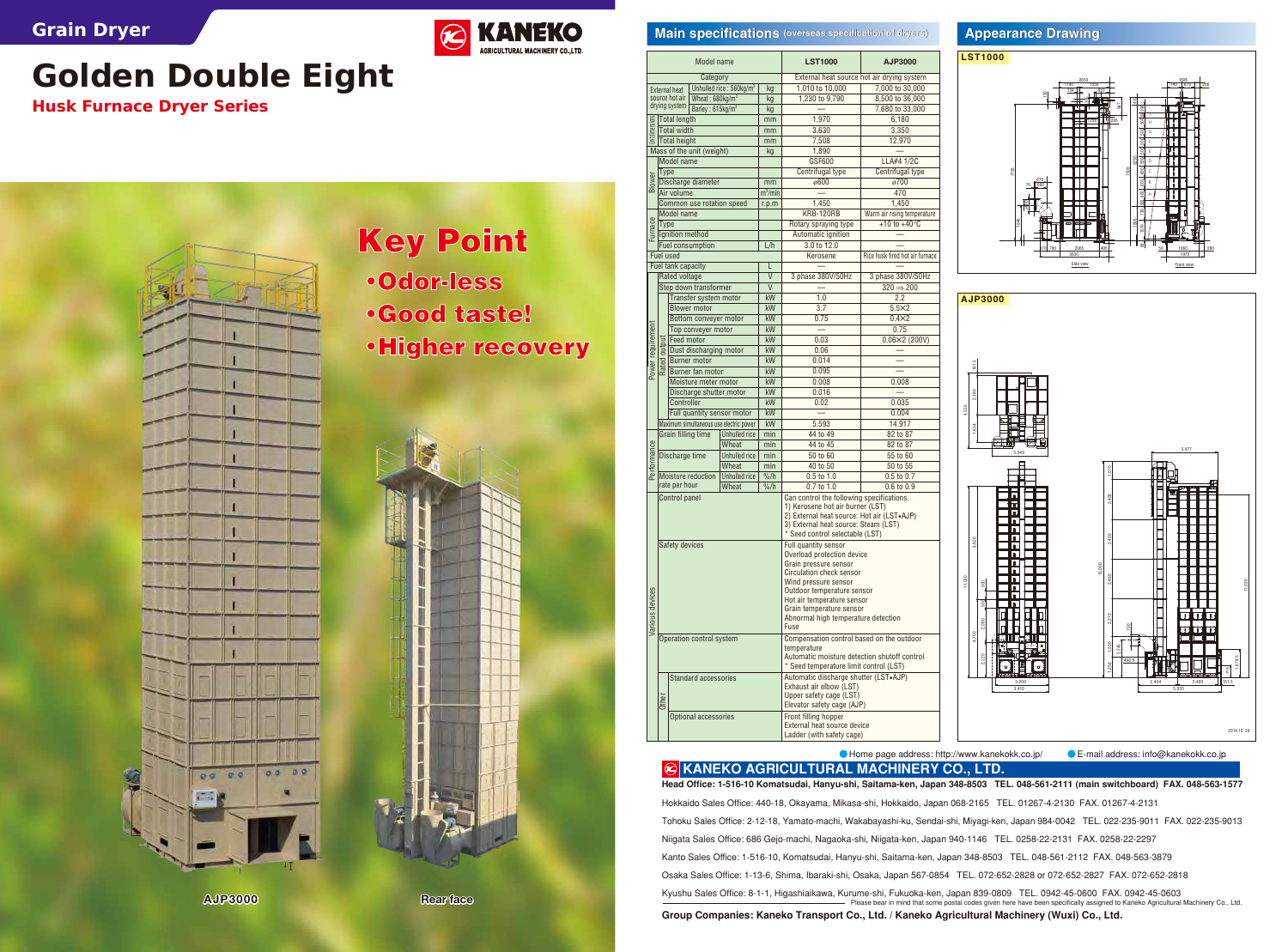# Grain Dryer

KANEKO AGRICULTURAL MACHINERY CO.,LTD.

# Golden Double Eight

**Husk Furnace Dryer Series**

## Key Point

- Odor-less
- Good taste!
- Higher recovery

AJP3000

Rear face

## Main specifications (overseas specification of dryers)

| Model name | | | | LST1000 | AJP3000 |
|---|---|---|---|---|---|
| Category | | | | External heat source hot air drying system | |
| External heat source hot air drying system | Unhulled rice : 560kg/m³ | | kg | 1,010 to 10,000 | 7,000 to 30,000 |
| | Wheat : 680kg/m³ | | kg | 1,230 to 9,790 | 8,500 to 36,000 |
| | Barley : 615kg/m³ | | kg | — | 7,680 to 33,000 |
| Unit dimensions | Total length | | mm | 1,970 | 6,180 |
| | Total width | | mm | 3,630 | 3,350 |
| | Total height | | mm | 7,508 | 12,970 |
| Mass of the unit (weight) | | | kg | 1,890 | — |
| Blower | Model name | | | GSF600 | LLA#4 1/2C |
| | Type | | | Centrifugal type | Centrifugal type |
| | Discharge diameter | | mm | ø600 | ø700 |
| | Air volume | | m³/min | — | 470 |
| | Common use rotation speed | | r.p.m | 1,450 | 1,450 |
| Furnace | Model name | | | KRB-120RB | Warm air rising temperature |
| | Type | | | Rotary spraying type | +10 to +40°C |
| | Ignition method | | | Automatic ignition | — |
| | Fuel consumption | | L/h | 3.0 to 12.0 | — |
| Fuel used | | | | Kerosene | Rice husk fired hot air furnace |
| Fuel tank capacity | | | L | — | — |
| Power requirement | Rated voltage | | V | 3 phase 380V/50Hz | 3 phase 380V/50Hz |
| | Step down transformer | | V | — | 320 ⇒ 200 |
| | Rated output | Transfer system motor | kW | 1.0 | 2.2 |
| | | Blower motor | kW | 3.7 | 5.5×2 |
| | | Bottom conveyer motor | kW | 0.75 | 0.4×2 |
| | | Top conveyer motor | kW | — | 0.75 |
| | | Feed motor | kW | 0.03 | 0.06×2 (200V) |
| | | Dust discharging motor | kW | 0.06 | — |
| | | Burner motor | kW | 0.014 | — |
| | | Burner fan motor | kW | 0.095 | — |
| | | Moisture meter motor | kW | 0.008 | 0.008 |
| | | Discharge shutter motor | kW | 0.016 | — |
| | | Controller | kW | 0.02 | 0.035 |
| | | Full quantity sensor motor | kW | — | 0.004 |
| | Maximum simultaneous use electric power | | kW | 5.593 | 14.917 |
| Performance | Grain filling time | Unhulled rice | min | 44 to 49 | 82 to 87 |
| | | Wheat | min | 44 to 45 | 82 to 87 |
| | Discharge time | Unhulled rice | min | 50 to 60 | 55 to 60 |
| | | Wheat | min | 40 to 50 | 50 to 55 |
| | Moisture reduction rate per hour | Unhulled rice | %/h | 0.5 to 1.0 | 0.5 to 0.7 |
| | | Wheat | %/h | 0.7 to 1.0 | 0.6 to 0.9 |
| Various devices | Control panel | | | Can control the following specifications. 1) Kerosene hot air burner (LST) 2) External heat source: Hot air (LST•AJP) 3) External heat source: Steam (LST) * Seed control selectable (LST) | |
| | Safety devices | | | Full quantity sensor, Overload protection device, Grain pressure sensor, Circulation check sensor, Wind pressure sensor, Outdoor temperature sensor, Hot air temperature sensor, Grain temperature sensor, Abnormal high temperature detection, Fuse | |
| | Operation control system | | | Compensation control based on the outdoor temperature, Automatic moisture detection shutoff control, * Seed temperature limit control (LST) | |
| | Other | Standard accessories | | Automatic discharge shutter (LST•AJP), Exhaust air elbow (LST), Upper safety cage (LST), Elevator safety cage (AJP) | |
| | | Optional accessories | | Front filling hopper, External heat source device, Ladder (with safety cage) | |

## Appearance Drawing

**LST1000**

Side view

Front view

**AJP3000**

2014.10.20

● Home page address: http://www.kanekokk.co.jp/ ● E-mail address: info@kanekokk.co.jp

## KANEKO AGRICULTURAL MACHINERY CO., LTD.

**Head Office: 1-516-10 Komatsudai, Hanyu-shi, Saitama-ken, Japan 348-8503 TEL. 048-561-2111 (main switchboard) FAX. 048-563-1577**

Hokkaido Sales Office: 440-18, Okayama, Mikasa-shi, Hokkaido, Japan 068-2165 TEL. 01267-4-2130 FAX. 01267-4-2131

Tohoku Sales Office: 2-12-18, Yamato-machi, Wakabayashi-ku, Sendai-shi, Miyagi-ken, Japan 984-0042 TEL. 022-235-9011 FAX. 022-235-9013

Niigata Sales Office: 686 Gejo-machi, Nagaoka-shi, Niigata-ken, Japan 940-1146 TEL. 0258-22-2131 FAX. 0258-22-2297

Kanto Sales Office: 1-516-10, Komatsudai, Hanyu-shi, Saitama-ken, Japan 348-8503 TEL. 048-561-2112 FAX. 048-563-3879

Osaka Sales Office: 1-13-6, Shima, Ibaraki-shi, Osaka, Japan 567-0854 TEL. 072-652-2828 or 072-652-2827 FAX. 072-652-2818

Kyushu Sales Office: 8-1-1, Higashiaikawa, Kurume-shi, Fukuoka-ken, Japan 839-0809 TEL. 0942-45-0600 FAX. 0942-45-0603

Please bear in mind that some postal codes given here have been specifically assigned to Kaneko Agricultural Machinery Co., Ltd.

**Group Companies: Kaneko Transport Co., Ltd. / Kaneko Agricultural Machinery (Wuxi) Co., Ltd.**